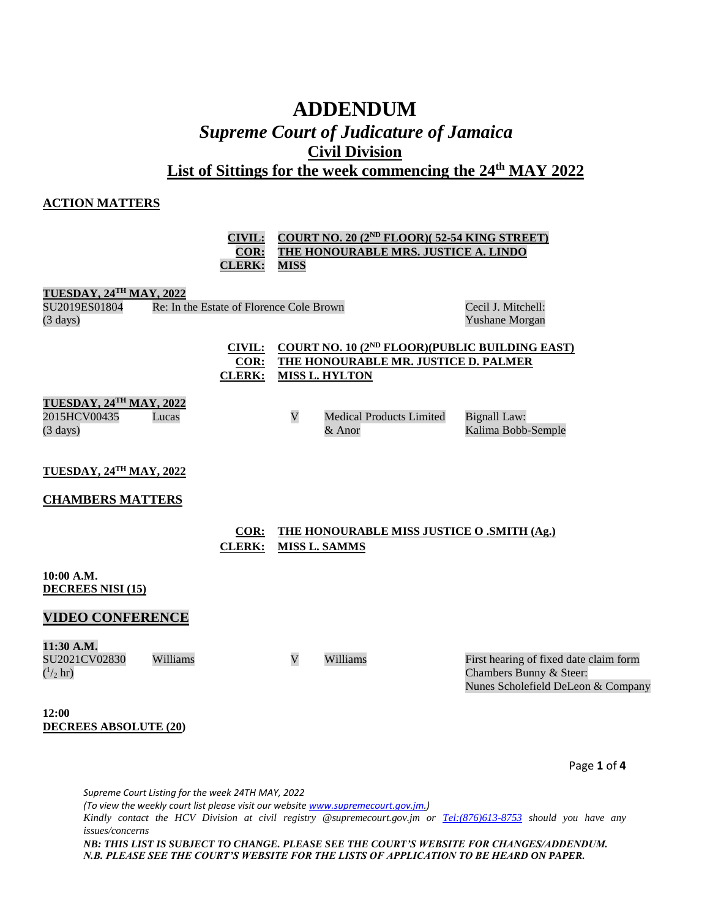# ADDENDUM

## *Supreme Court of Judicature of Jamaica*

## Civil Division

## List of Sittings for the week commencing the 24th MAY 2022

### ACTION MATTERS

**CIVIL:** **COURT NO. 20 (2ND FLOOR)( 52-54 KING STREET)**
**COR:** **THE HONOURABLE MRS. JUSTICE A. LINDO**
**CLERK:** **MISS**

**TUESDAY, 24TH MAY, 2022**

| | | | | |
|---|---|---|---|---|
| SU2019ES01804 (3 days) | Re: In the Estate of Florence Cole Brown | | | Cecil J. Mitchell: Yushane Morgan |

**CIVIL:** **COURT NO. 10 (2ND FLOOR)(PUBLIC BUILDING EAST)**
**COR:** **THE HONOURABLE MR. JUSTICE D. PALMER**
**CLERK:** **MISS L. HYLTON**

**TUESDAY, 24TH MAY, 2022**

| | | | | |
|---|---|---|---|---|
| 2015HCV00435 (3 days) | Lucas | V | Medical Products Limited & Anor | Bignall Law: Kalima Bobb-Semple |

**TUESDAY, 24TH MAY, 2022**

### CHAMBERS MATTERS

**COR:** **THE HONOURABLE MISS JUSTICE O .SMITH (Ag.)**
**CLERK:** **MISS L. SAMMS**

**10:00 A.M.**
**DECREES NISI (15)**

### VIDEO CONFERENCE

**11:30 A.M.**

| | | | | |
|---|---|---|---|---|
| SU2021CV02830 (1/2 hr) | Williams | V | Williams | First hearing of fixed date claim form Chambers Bunny & Steer: Nunes Scholefield DeLeon & Company |

**12:00**
**DECREES ABSOLUTE (20)**

*Supreme Court Listing for the week 24TH MAY, 2022*
*(To view the weekly court list please visit our website www.supremecourt.gov.jm.)*
*Kindly contact the HCV Division at civil registry @supremecourt.gov.jm or Tel:(876)613-8753 should you have any issues/concerns*
***NB: THIS LIST IS SUBJECT TO CHANGE. PLEASE SEE THE COURT'S WEBSITE FOR CHANGES/ADDENDUM.***
***N.B. PLEASE SEE THE COURT'S WEBSITE FOR THE LISTS OF APPLICATION TO BE HEARD ON PAPER.***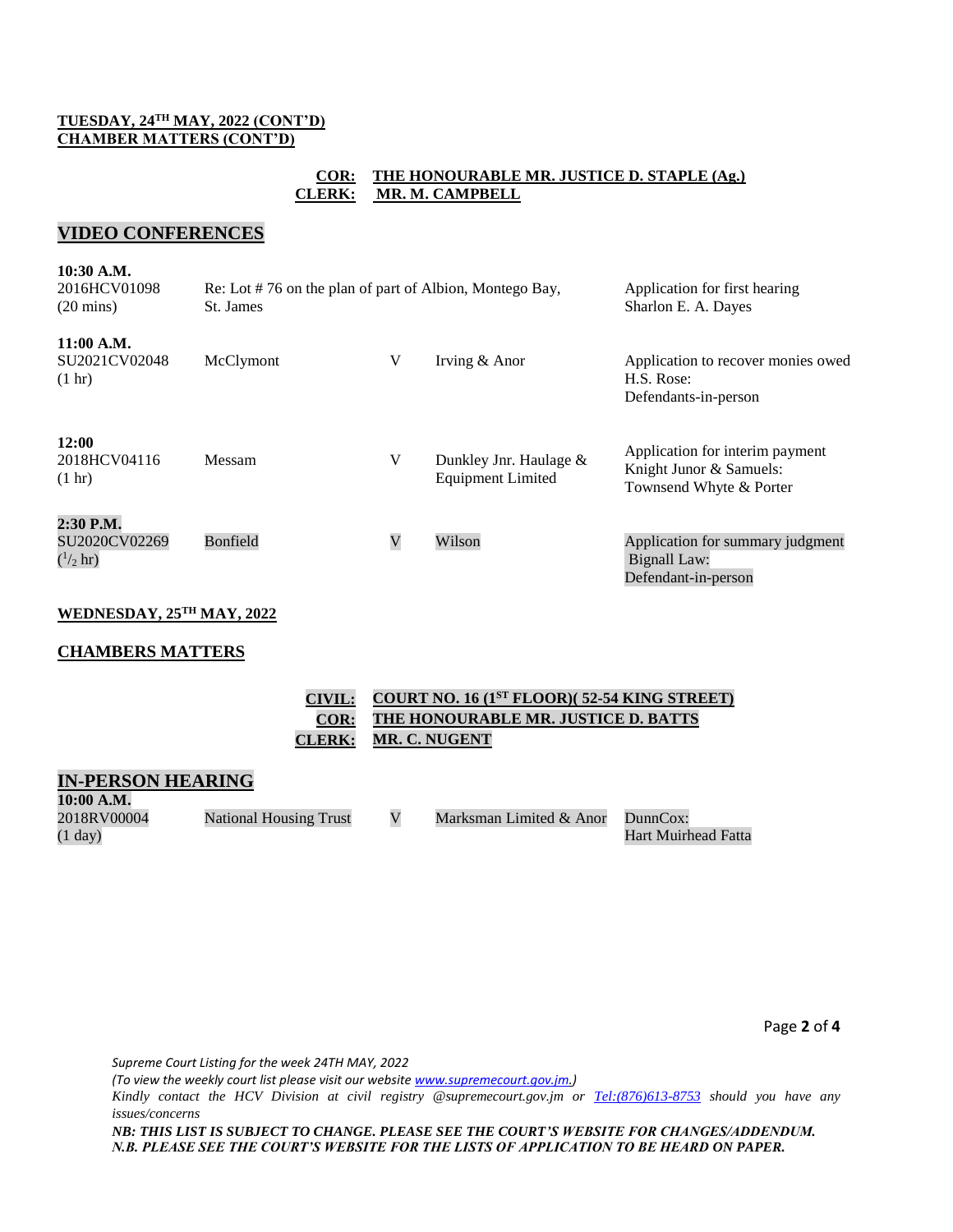**TUESDAY, 24TH MAY, 2022 (CONT'D)**
**CHAMBER MATTERS (CONT'D)**

**COR: THE HONOURABLE MR. JUSTICE D. STAPLE (Ag.)**
**CLERK: MR. M. CAMPBELL**

## VIDEO CONFERENCES

| | | | | |
|---|---|---|---|---|
| **10:30 A.M.** 2016HCV01098 (20 mins) | Re: Lot # 76 on the plan of part of Albion, Montego Bay, St. James | | | Application for first hearing Sharlon E. A. Dayes |
| **11:00 A.M.** SU2021CV02048 (1 hr) | McClymont | V | Irving & Anor | Application to recover monies owed H.S. Rose: Defendants-in-person |
| **12:00** 2018HCV04116 (1 hr) | Messam | V | Dunkley Jnr. Haulage & Equipment Limited | Application for interim payment Knight Junor & Samuels: Townsend Whyte & Porter |
| **2:30 P.M.** SU2020CV02269 (1/2 hr) | Bonfield | V | Wilson | Application for summary judgment Bignall Law: Defendant-in-person |

**WEDNESDAY, 25TH MAY, 2022**

## CHAMBERS MATTERS

**CIVIL: COURT NO. 16 (1ST FLOOR)( 52-54 KING STREET)**
**COR: THE HONOURABLE MR. JUSTICE D. BATTS**
**CLERK: MR. C. NUGENT**

## IN-PERSON HEARING

| | | | | |
|---|---|---|---|---|
| **10:00 A.M.** 2018RV00004 (1 day) | National Housing Trust | V | Marksman Limited & Anor | DunnCox: Hart Muirhead Fatta |

*Supreme Court Listing for the week 24TH MAY, 2022*
*(To view the weekly court list please visit our website www.supremecourt.gov.jm.)*
*Kindly contact the HCV Division at civil registry @supremecourt.gov.jm or Tel:(876)613-8753 should you have any issues/concerns*

***NB: THIS LIST IS SUBJECT TO CHANGE. PLEASE SEE THE COURT'S WEBSITE FOR CHANGES/ADDENDUM.***
***N.B. PLEASE SEE THE COURT'S WEBSITE FOR THE LISTS OF APPLICATION TO BE HEARD ON PAPER.***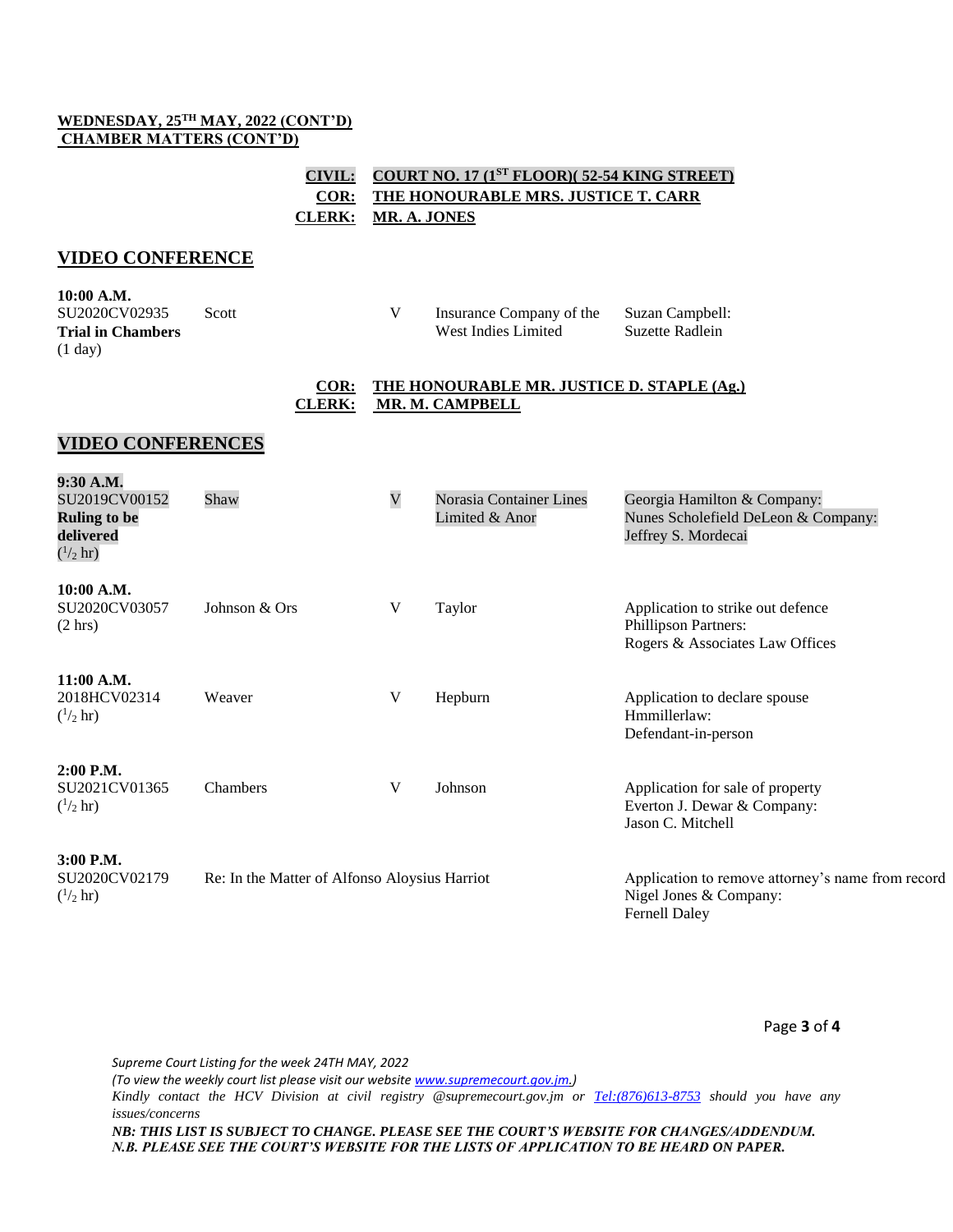**WEDNESDAY, 25TH MAY, 2022 (CONT'D)**
**CHAMBER MATTERS (CONT'D)**

**CIVIL: COURT NO. 17 (1ST FLOOR)( 52-54 KING STREET)**
**COR: THE HONOURABLE MRS. JUSTICE T. CARR**
**CLERK: MR. A. JONES**

## VIDEO CONFERENCE

| | | | | |
|---|---|---|---|---|
| **10:00 A.M.**<br>SU2020CV02935<br>**Trial in Chambers**<br>(1 day) | Scott | V | Insurance Company of the West Indies Limited | Suzan Campbell:<br>Suzette Radlein |

**COR: THE HONOURABLE MR. JUSTICE D. STAPLE (Ag.)**
**CLERK: MR. M. CAMPBELL**

## VIDEO CONFERENCES

| | | | | |
|---|---|---|---|---|
| **9:30 A.M.**<br>SU2019CV00152<br>**Ruling to be delivered**<br>($^1/_2$ hr) | Shaw | V | Norasia Container Lines Limited & Anor | Georgia Hamilton & Company:<br>Nunes Scholefield DeLeon & Company:<br>Jeffrey S. Mordecai |
| **10:00 A.M.**<br>SU2020CV03057<br>(2 hrs) | Johnson & Ors | V | Taylor | Application to strike out defence<br>Phillipson Partners:<br>Rogers & Associates Law Offices |
| **11:00 A.M.**<br>2018HCV02314<br>($^1/_2$ hr) | Weaver | V | Hepburn | Application to declare spouse<br>Hmmillerlaw:<br>Defendant-in-person |
| **2:00 P.M.**<br>SU2021CV01365<br>($^1/_2$ hr) | Chambers | V | Johnson | Application for sale of property<br>Everton J. Dewar & Company:<br>Jason C. Mitchell |
| **3:00 P.M.**<br>SU2020CV02179<br>($^1/_2$ hr) | Re: In the Matter of Alfonso Aloysius Harriot | | | Application to remove attorney's name from record<br>Nigel Jones & Company:<br>Fernell Daley |

*Supreme Court Listing for the week 24TH MAY, 2022*
*(To view the weekly court list please visit our website www.supremecourt.gov.jm.)*
*Kindly contact the HCV Division at civil registry @supremecourt.gov.jm or Tel:(876)613-8753 should you have any issues/concerns*
***NB: THIS LIST IS SUBJECT TO CHANGE. PLEASE SEE THE COURT'S WEBSITE FOR CHANGES/ADDENDUM.***
***N.B. PLEASE SEE THE COURT'S WEBSITE FOR THE LISTS OF APPLICATION TO BE HEARD ON PAPER.***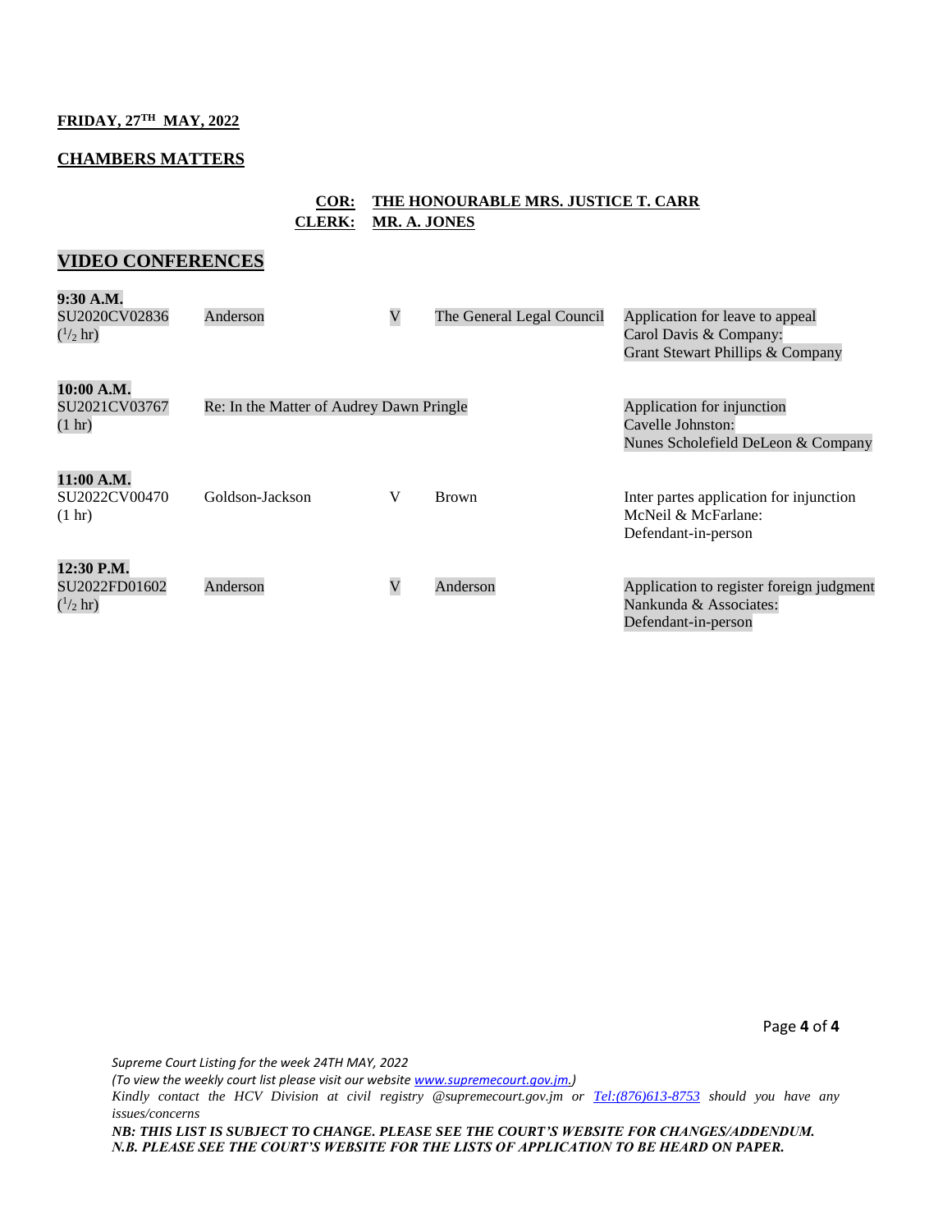**FRIDAY, 27TH MAY, 2022**

**CHAMBERS MATTERS**

**COR: THE HONOURABLE MRS. JUSTICE T. CARR**
**CLERK: MR. A. JONES**

## VIDEO CONFERENCES

| | | | | |
|---|---|---|---|---|
| **9:30 A.M.**<br>SU2020CV02836<br>(1/2 hr) | Anderson | V | The General Legal Council | Application for leave to appeal<br>Carol Davis & Company:<br>Grant Stewart Phillips & Company |
| **10:00 A.M.**<br>SU2021CV03767<br>(1 hr) | Re: In the Matter of Audrey Dawn Pringle | | | Application for injunction<br>Cavelle Johnston:<br>Nunes Scholefield DeLeon & Company |
| **11:00 A.M.**<br>SU2022CV00470<br>(1 hr) | Goldson-Jackson | V | Brown | Inter partes application for injunction<br>McNeil & McFarlane:<br>Defendant-in-person |
| **12:30 P.M.**<br>SU2022FD01602<br>(1/2 hr) | Anderson | V | Anderson | Application to register foreign judgment<br>Nankunda & Associates:<br>Defendant-in-person |

*Supreme Court Listing for the week 24TH MAY, 2022*
*(To view the weekly court list please visit our website www.supremecourt.gov.jm.)*
*Kindly contact the HCV Division at civil registry @supremecourt.gov.jm or Tel:(876)613-8753 should you have any issues/concerns*
***NB: THIS LIST IS SUBJECT TO CHANGE. PLEASE SEE THE COURT'S WEBSITE FOR CHANGES/ADDENDUM.***
***N.B. PLEASE SEE THE COURT'S WEBSITE FOR THE LISTS OF APPLICATION TO BE HEARD ON PAPER.***